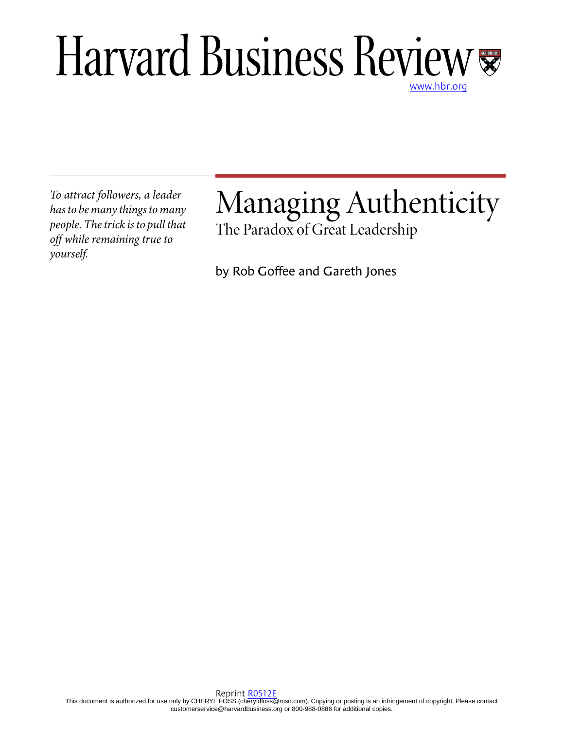# Harvard Business Review

www.hbr.org

*To attract followers, a leader has to be many things to many people. The trick is to pull that off while remaining true to yourself.*

# Managing Authenticity

## The Paradox of Great Leadership

by Rob Goffee and Gareth Jones

Reprint R0512E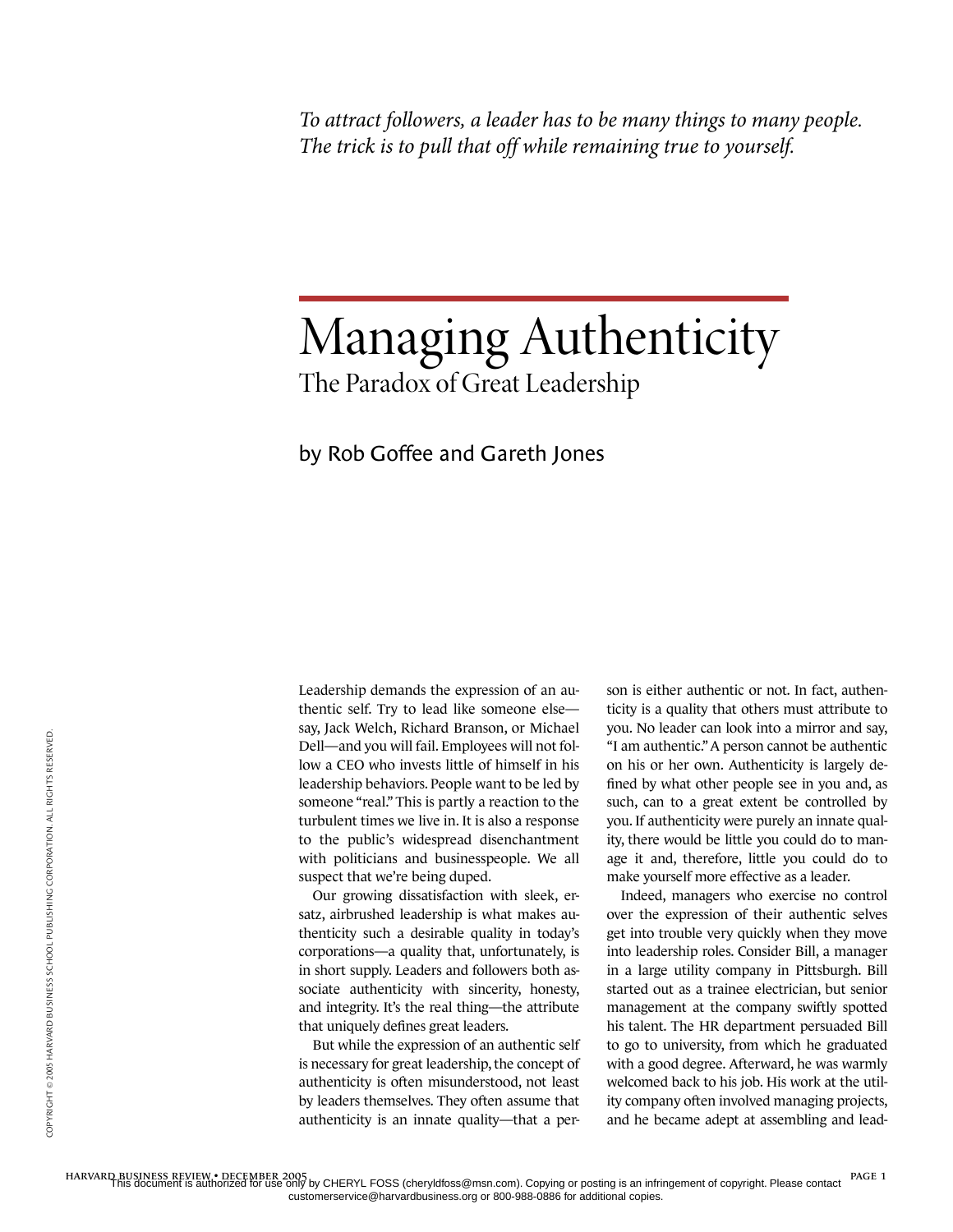*To attract followers, a leader has to be many things to many people. The trick is to pull that off while remaining true to yourself.*

# Managing Authenticity

## The Paradox of Great Leadership

by Rob Goffee and Gareth Jones

Leadership demands the expression of an authentic self. Try to lead like someone else—say, Jack Welch, Richard Branson, or Michael Dell—and you will fail. Employees will not follow a CEO who invests little of himself in his leadership behaviors. People want to be led by someone "real." This is partly a reaction to the turbulent times we live in. It is also a response to the public's widespread disenchantment with politicians and businesspeople. We all suspect that we're being duped.

Our growing dissatisfaction with sleek, ersatz, airbrushed leadership is what makes authenticity such a desirable quality in today's corporations—a quality that, unfortunately, is in short supply. Leaders and followers both associate authenticity with sincerity, honesty, and integrity. It's the real thing—the attribute that uniquely defines great leaders.

But while the expression of an authentic self is necessary for great leadership, the concept of authenticity is often misunderstood, not least by leaders themselves. They often assume that authenticity is an innate quality—that a person is either authentic or not. In fact, authenticity is a quality that others must attribute to you. No leader can look into a mirror and say, "I am authentic." A person cannot be authentic on his or her own. Authenticity is largely defined by what other people see in you and, as such, can to a great extent be controlled by you. If authenticity were purely an innate quality, there would be little you could do to manage it and, therefore, little you could do to make yourself more effective as a leader.

Indeed, managers who exercise no control over the expression of their authentic selves get into trouble very quickly when they move into leadership roles. Consider Bill, a manager in a large utility company in Pittsburgh. Bill started out as a trainee electrician, but senior management at the company swiftly spotted his talent. The HR department persuaded Bill to go to university, from which he graduated with a good degree. Afterward, he was warmly welcomed back to his job. His work at the utility company often involved managing projects, and he became adept at assembling and lead-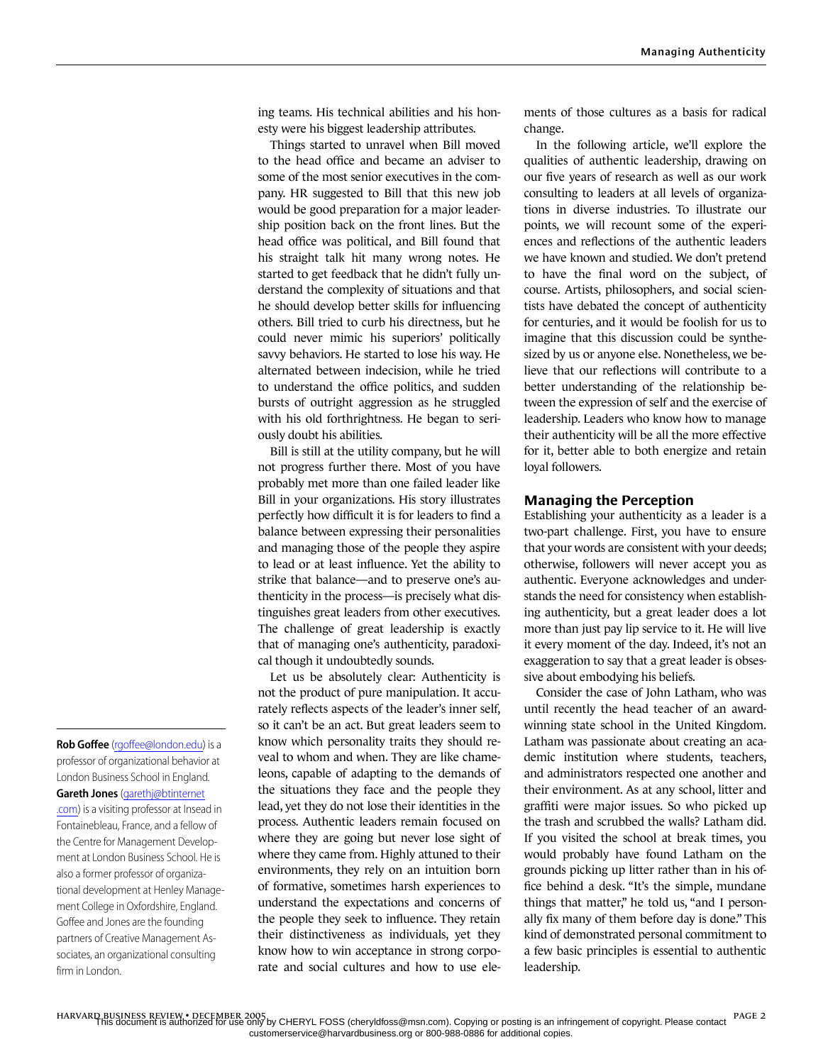ing teams. His technical abilities and his honesty were his biggest leadership attributes.

Things started to unravel when Bill moved to the head office and became an adviser to some of the most senior executives in the company. HR suggested to Bill that this new job would be good preparation for a major leadership position back on the front lines. But the head office was political, and Bill found that his straight talk hit many wrong notes. He started to get feedback that he didn't fully understand the complexity of situations and that he should develop better skills for influencing others. Bill tried to curb his directness, but he could never mimic his superiors' politically savvy behaviors. He started to lose his way. He alternated between indecision, while he tried to understand the office politics, and sudden bursts of outright aggression as he struggled with his old forthrightness. He began to seriously doubt his abilities.

Bill is still at the utility company, but he will not progress further there. Most of you have probably met more than one failed leader like Bill in your organizations. His story illustrates perfectly how difficult it is for leaders to find a balance between expressing their personalities and managing those of the people they aspire to lead or at least influence. Yet the ability to strike that balance—and to preserve one's authenticity in the process—is precisely what distinguishes great leaders from other executives. The challenge of great leadership is exactly that of managing one's authenticity, paradoxical though it undoubtedly sounds.

Let us be absolutely clear: Authenticity is not the product of pure manipulation. It accurately reflects aspects of the leader's inner self, so it can't be an act. But great leaders seem to know which personality traits they should reveal to whom and when. They are like chameleons, capable of adapting to the demands of the situations they face and the people they lead, yet they do not lose their identities in the process. Authentic leaders remain focused on where they are going but never lose sight of where they came from. Highly attuned to their environments, they rely on an intuition born of formative, sometimes harsh experiences to understand the expectations and concerns of the people they seek to influence. They retain their distinctiveness as individuals, yet they know how to win acceptance in strong corporate and social cultures and how to use elements of those cultures as a basis for radical change.

In the following article, we'll explore the qualities of authentic leadership, drawing on our five years of research as well as our work consulting to leaders at all levels of organizations in diverse industries. To illustrate our points, we will recount some of the experiences and reflections of the authentic leaders we have known and studied. We don't pretend to have the final word on the subject, of course. Artists, philosophers, and social scientists have debated the concept of authenticity for centuries, and it would be foolish for us to imagine that this discussion could be synthesized by us or anyone else. Nonetheless, we believe that our reflections will contribute to a better understanding of the relationship between the expression of self and the exercise of leadership. Leaders who know how to manage their authenticity will be all the more effective for it, better able to both energize and retain loyal followers.

## Managing the Perception

Establishing your authenticity as a leader is a two-part challenge. First, you have to ensure that your words are consistent with your deeds; otherwise, followers will never accept you as authentic. Everyone acknowledges and understands the need for consistency when establishing authenticity, but a great leader does a lot more than just pay lip service to it. He will live it every moment of the day. Indeed, it's not an exaggeration to say that a great leader is obsessive about embodying his beliefs.

Consider the case of John Latham, who was until recently the head teacher of an award-winning state school in the United Kingdom. Latham was passionate about creating an academic institution where students, teachers, and administrators respected one another and their environment. As at any school, litter and graffiti were major issues. So who picked up the trash and scrubbed the walls? Latham did. If you visited the school at break times, you would probably have found Latham on the grounds picking up litter rather than in his office behind a desk. "It's the simple, mundane things that matter," he told us, "and I personally fix many of them before day is done." This kind of demonstrated personal commitment to a few basic principles is essential to authentic leadership.

---

**Rob Goffee** (rgoffee@london.edu) is a professor of organizational behavior at London Business School in England. **Gareth Jones** (garethj@btinternet.com) is a visiting professor at Insead in Fontainebleau, France, and a fellow of the Centre for Management Development at London Business School. He is also a former professor of organizational development at Henley Management College in Oxfordshire, England. Goffee and Jones are the founding partners of Creative Management Associates, an organizational consulting firm in London.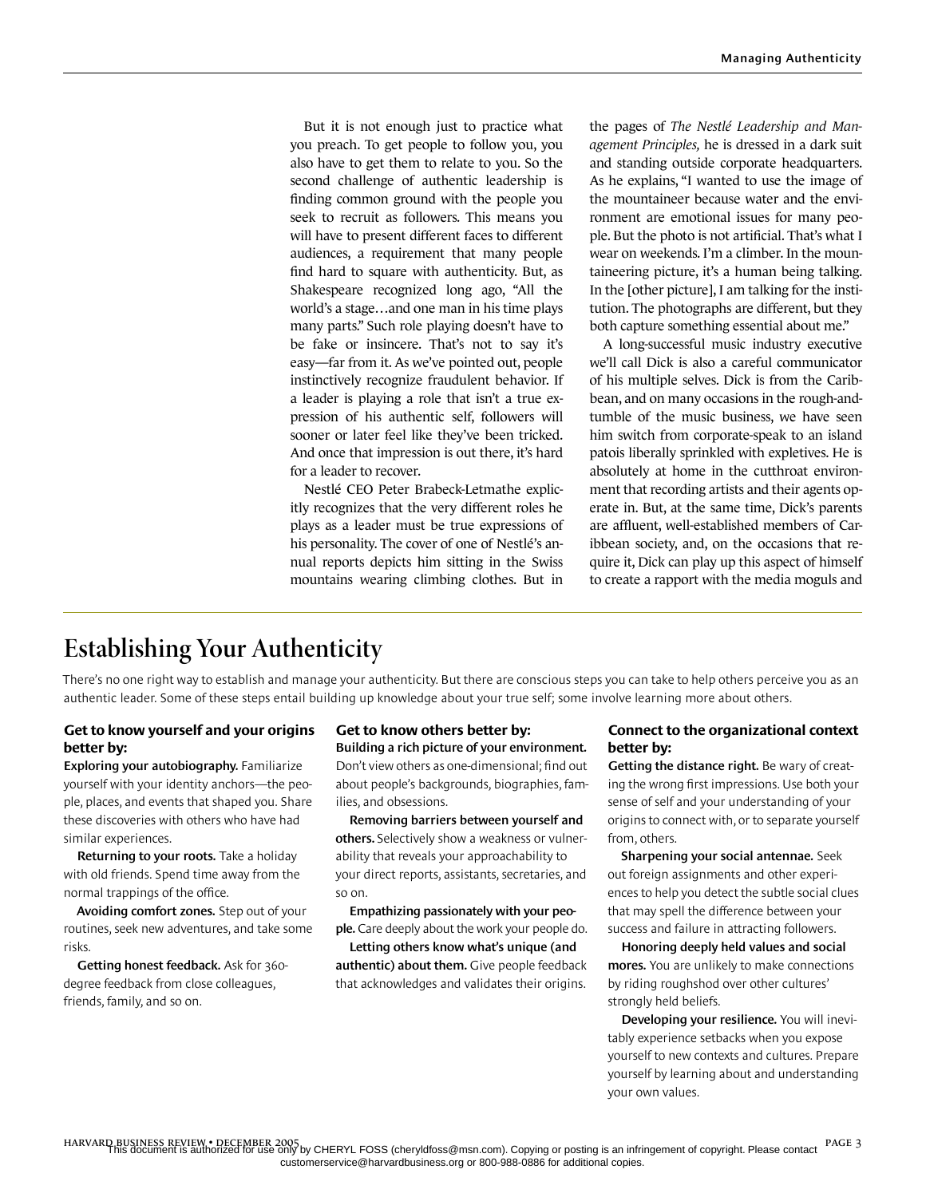But it is not enough just to practice what you preach. To get people to follow you, you also have to get them to relate to you. So the second challenge of authentic leadership is finding common ground with the people you seek to recruit as followers. This means you will have to present different faces to different audiences, a requirement that many people find hard to square with authenticity. But, as Shakespeare recognized long ago, "All the world's a stage…and one man in his time plays many parts." Such role playing doesn't have to be fake or insincere. That's not to say it's easy—far from it. As we've pointed out, people instinctively recognize fraudulent behavior. If a leader is playing a role that isn't a true expression of his authentic self, followers will sooner or later feel like they've been tricked. And once that impression is out there, it's hard for a leader to recover.

Nestlé CEO Peter Brabeck-Letmathe explicitly recognizes that the very different roles he plays as a leader must be true expressions of his personality. The cover of one of Nestlé's annual reports depicts him sitting in the Swiss mountains wearing climbing clothes. But in the pages of *The Nestlé Leadership and Management Principles,* he is dressed in a dark suit and standing outside corporate headquarters. As he explains, "I wanted to use the image of the mountaineer because water and the environment are emotional issues for many people. But the photo is not artificial. That's what I wear on weekends. I'm a climber. In the mountaineering picture, it's a human being talking. In the [other picture], I am talking for the institution. The photographs are different, but they both capture something essential about me."

A long-successful music industry executive we'll call Dick is also a careful communicator of his multiple selves. Dick is from the Caribbean, and on many occasions in the rough-and-tumble of the music business, we have seen him switch from corporate-speak to an island patois liberally sprinkled with expletives. He is absolutely at home in the cutthroat environment that recording artists and their agents operate in. But, at the same time, Dick's parents are affluent, well-established members of Caribbean society, and, on the occasions that require it, Dick can play up this aspect of himself to create a rapport with the media moguls and

## Establishing Your Authenticity

There's no one right way to establish and manage your authenticity. But there are conscious steps you can take to help others perceive you as an authentic leader. Some of these steps entail building up knowledge about your true self; some involve learning more about others.

### Get to know yourself and your origins better by:

**Exploring your autobiography.** Familiarize yourself with your identity anchors—the people, places, and events that shaped you. Share these discoveries with others who have had similar experiences.

**Returning to your roots.** Take a holiday with old friends. Spend time away from the normal trappings of the office.

**Avoiding comfort zones.** Step out of your routines, seek new adventures, and take some risks.

**Getting honest feedback.** Ask for 360-degree feedback from close colleagues, friends, family, and so on.

### Get to know others better by:

**Building a rich picture of your environment.** Don't view others as one-dimensional; find out about people's backgrounds, biographies, families, and obsessions.

**Removing barriers between yourself and others.** Selectively show a weakness or vulnerability that reveals your approachability to your direct reports, assistants, secretaries, and so on.

**Empathizing passionately with your people.** Care deeply about the work your people do.

**Letting others know what's unique (and authentic) about them.** Give people feedback that acknowledges and validates their origins.

### Connect to the organizational context better by:

**Getting the distance right.** Be wary of creating the wrong first impressions. Use both your sense of self and your understanding of your origins to connect with, or to separate yourself from, others.

**Sharpening your social antennae.** Seek out foreign assignments and other experiences to help you detect the subtle social clues that may spell the difference between your success and failure in attracting followers.

**Honoring deeply held values and social mores.** You are unlikely to make connections by riding roughshod over other cultures' strongly held beliefs.

**Developing your resilience.** You will inevitably experience setbacks when you expose yourself to new contexts and cultures. Prepare yourself by learning about and understanding your own values.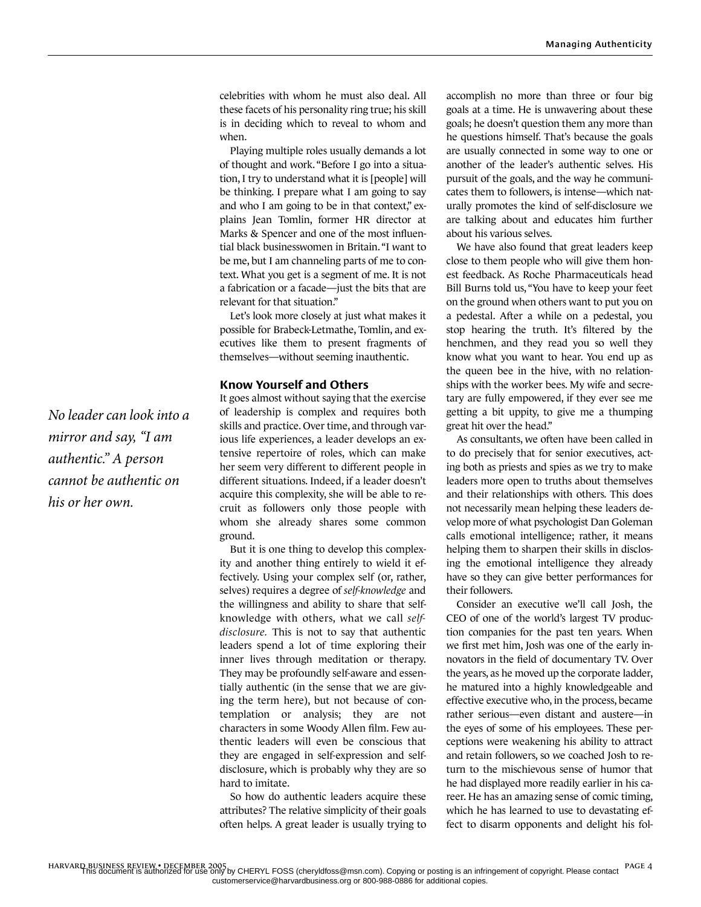celebrities with whom he must also deal. All these facets of his personality ring true; his skill is in deciding which to reveal to whom and when.

Playing multiple roles usually demands a lot of thought and work. "Before I go into a situation, I try to understand what it is [people] will be thinking. I prepare what I am going to say and who I am going to be in that context," explains Jean Tomlin, former HR director at Marks & Spencer and one of the most influential black businesswomen in Britain. "I want to be me, but I am channeling parts of me to context. What you get is a segment of me. It is not a fabrication or a facade—just the bits that are relevant for that situation."

Let's look more closely at just what makes it possible for Brabeck-Letmathe, Tomlin, and executives like them to present fragments of themselves—without seeming inauthentic.

*No leader can look into a mirror and say, "I am authentic." A person cannot be authentic on his or her own.*

## Know Yourself and Others

It goes almost without saying that the exercise of leadership is complex and requires both skills and practice. Over time, and through various life experiences, a leader develops an extensive repertoire of roles, which can make her seem very different to different people in different situations. Indeed, if a leader doesn't acquire this complexity, she will be able to recruit as followers only those people with whom she already shares some common ground.

But it is one thing to develop this complexity and another thing entirely to wield it effectively. Using your complex self (or, rather, selves) requires a degree of *self-knowledge* and the willingness and ability to share that self-knowledge with others, what we call *self-disclosure.* This is not to say that authentic leaders spend a lot of time exploring their inner lives through meditation or therapy. They may be profoundly self-aware and essentially authentic (in the sense that we are giving the term here), but not because of contemplation or analysis; they are not characters in some Woody Allen film. Few authentic leaders will even be conscious that they are engaged in self-expression and self-disclosure, which is probably why they are so hard to imitate.

So how do authentic leaders acquire these attributes? The relative simplicity of their goals often helps. A great leader is usually trying to accomplish no more than three or four big goals at a time. He is unwavering about these goals; he doesn't question them any more than he questions himself. That's because the goals are usually connected in some way to one or another of the leader's authentic selves. His pursuit of the goals, and the way he communicates them to followers, is intense—which naturally promotes the kind of self-disclosure we are talking about and educates him further about his various selves.

We have also found that great leaders keep close to them people who will give them honest feedback. As Roche Pharmaceuticals head Bill Burns told us, "You have to keep your feet on the ground when others want to put you on a pedestal. After a while on a pedestal, you stop hearing the truth. It's filtered by the henchmen, and they read you so well they know what you want to hear. You end up as the queen bee in the hive, with no relationships with the worker bees. My wife and secretary are fully empowered, if they ever see me getting a bit uppity, to give me a thumping great hit over the head."

As consultants, we often have been called in to do precisely that for senior executives, acting both as priests and spies as we try to make leaders more open to truths about themselves and their relationships with others. This does not necessarily mean helping these leaders develop more of what psychologist Dan Goleman calls emotional intelligence; rather, it means helping them to sharpen their skills in disclosing the emotional intelligence they already have so they can give better performances for their followers.

Consider an executive we'll call Josh, the CEO of one of the world's largest TV production companies for the past ten years. When we first met him, Josh was one of the early innovators in the field of documentary TV. Over the years, as he moved up the corporate ladder, he matured into a highly knowledgeable and effective executive who, in the process, became rather serious—even distant and austere—in the eyes of some of his employees. These perceptions were weakening his ability to attract and retain followers, so we coached Josh to return to the mischievous sense of humor that he had displayed more readily earlier in his career. He has an amazing sense of comic timing, which he has learned to use to devastating effect to disarm opponents and delight his fol-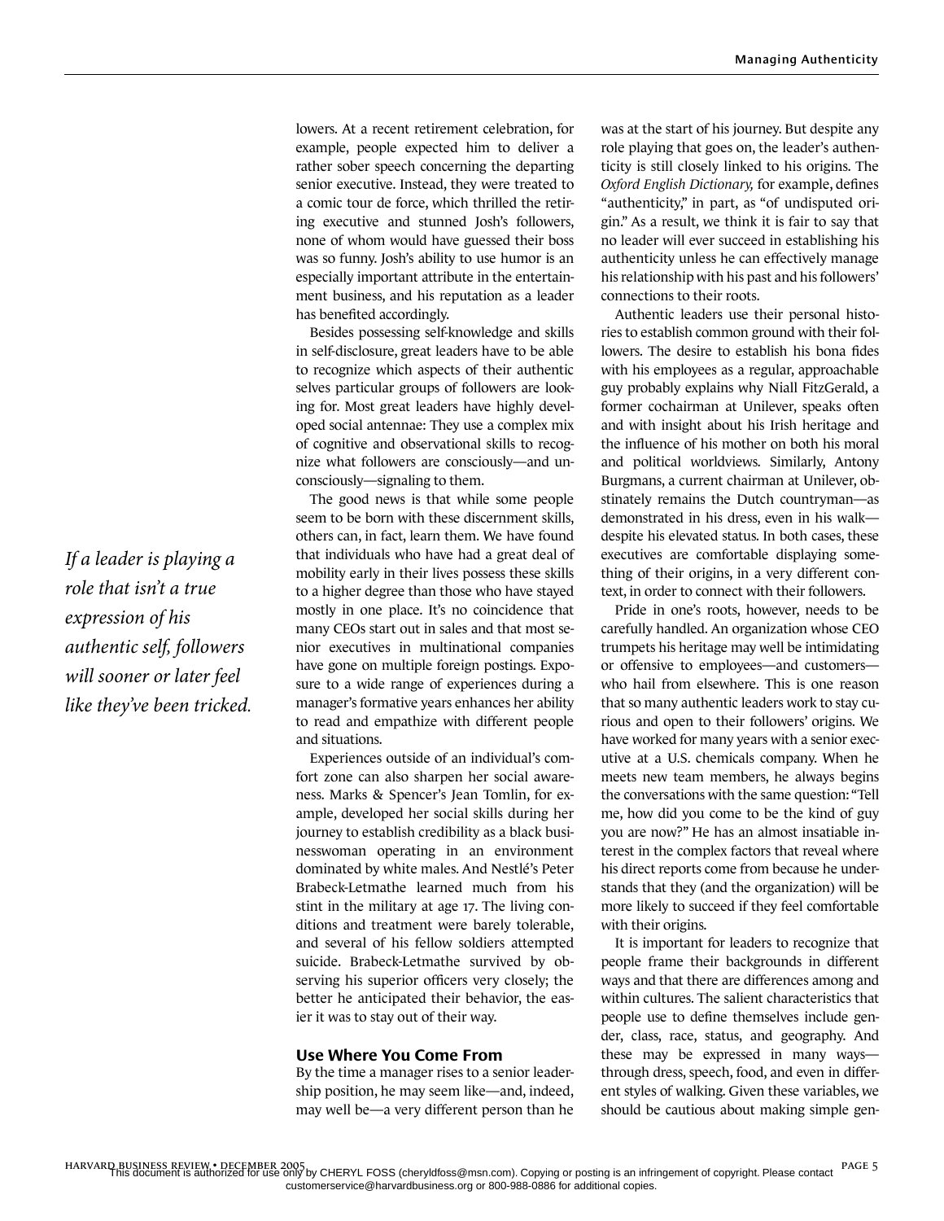lowers. At a recent retirement celebration, for example, people expected him to deliver a rather sober speech concerning the departing senior executive. Instead, they were treated to a comic tour de force, which thrilled the retiring executive and stunned Josh's followers, none of whom would have guessed their boss was so funny. Josh's ability to use humor is an especially important attribute in the entertainment business, and his reputation as a leader has benefited accordingly.

Besides possessing self-knowledge and skills in self-disclosure, great leaders have to be able to recognize which aspects of their authentic selves particular groups of followers are looking for. Most great leaders have highly developed social antennae: They use a complex mix of cognitive and observational skills to recognize what followers are consciously—and unconsciously—signaling to them.

*If a leader is playing a role that isn't a true expression of his authentic self, followers will sooner or later feel like they've been tricked.*

The good news is that while some people seem to be born with these discernment skills, others can, in fact, learn them. We have found that individuals who have had a great deal of mobility early in their lives possess these skills to a higher degree than those who have stayed mostly in one place. It's no coincidence that many CEOs start out in sales and that most senior executives in multinational companies have gone on multiple foreign postings. Exposure to a wide range of experiences during a manager's formative years enhances her ability to read and empathize with different people and situations.

Experiences outside of an individual's comfort zone can also sharpen her social awareness. Marks & Spencer's Jean Tomlin, for example, developed her social skills during her journey to establish credibility as a black businesswoman operating in an environment dominated by white males. And Nestlé's Peter Brabeck-Letmathe learned much from his stint in the military at age 17. The living conditions and treatment were barely tolerable, and several of his fellow soldiers attempted suicide. Brabeck-Letmathe survived by observing his superior officers very closely; the better he anticipated their behavior, the easier it was to stay out of their way.

### Use Where You Come From

By the time a manager rises to a senior leadership position, he may seem like—and, indeed, may well be—a very different person than he was at the start of his journey. But despite any role playing that goes on, the leader's authenticity is still closely linked to his origins. The *Oxford English Dictionary,* for example, defines "authenticity," in part, as "of undisputed origin." As a result, we think it is fair to say that no leader will ever succeed in establishing his authenticity unless he can effectively manage his relationship with his past and his followers' connections to their roots.

Authentic leaders use their personal histories to establish common ground with their followers. The desire to establish his bona fides with his employees as a regular, approachable guy probably explains why Niall FitzGerald, a former cochairman at Unilever, speaks often and with insight about his Irish heritage and the influence of his mother on both his moral and political worldviews. Similarly, Antony Burgmans, a current chairman at Unilever, obstinately remains the Dutch countryman—as demonstrated in his dress, even in his walk—despite his elevated status. In both cases, these executives are comfortable displaying something of their origins, in a very different context, in order to connect with their followers.

Pride in one's roots, however, needs to be carefully handled. An organization whose CEO trumpets his heritage may well be intimidating or offensive to employees—and customers—who hail from elsewhere. This is one reason that so many authentic leaders work to stay curious and open to their followers' origins. We have worked for many years with a senior executive at a U.S. chemicals company. When he meets new team members, he always begins the conversations with the same question: "Tell me, how did you come to be the kind of guy you are now?" He has an almost insatiable interest in the complex factors that reveal where his direct reports come from because he understands that they (and the organization) will be more likely to succeed if they feel comfortable with their origins.

It is important for leaders to recognize that people frame their backgrounds in different ways and that there are differences among and within cultures. The salient characteristics that people use to define themselves include gender, class, race, status, and geography. And these may be expressed in many ways—through dress, speech, food, and even in different styles of walking. Given these variables, we should be cautious about making simple gen-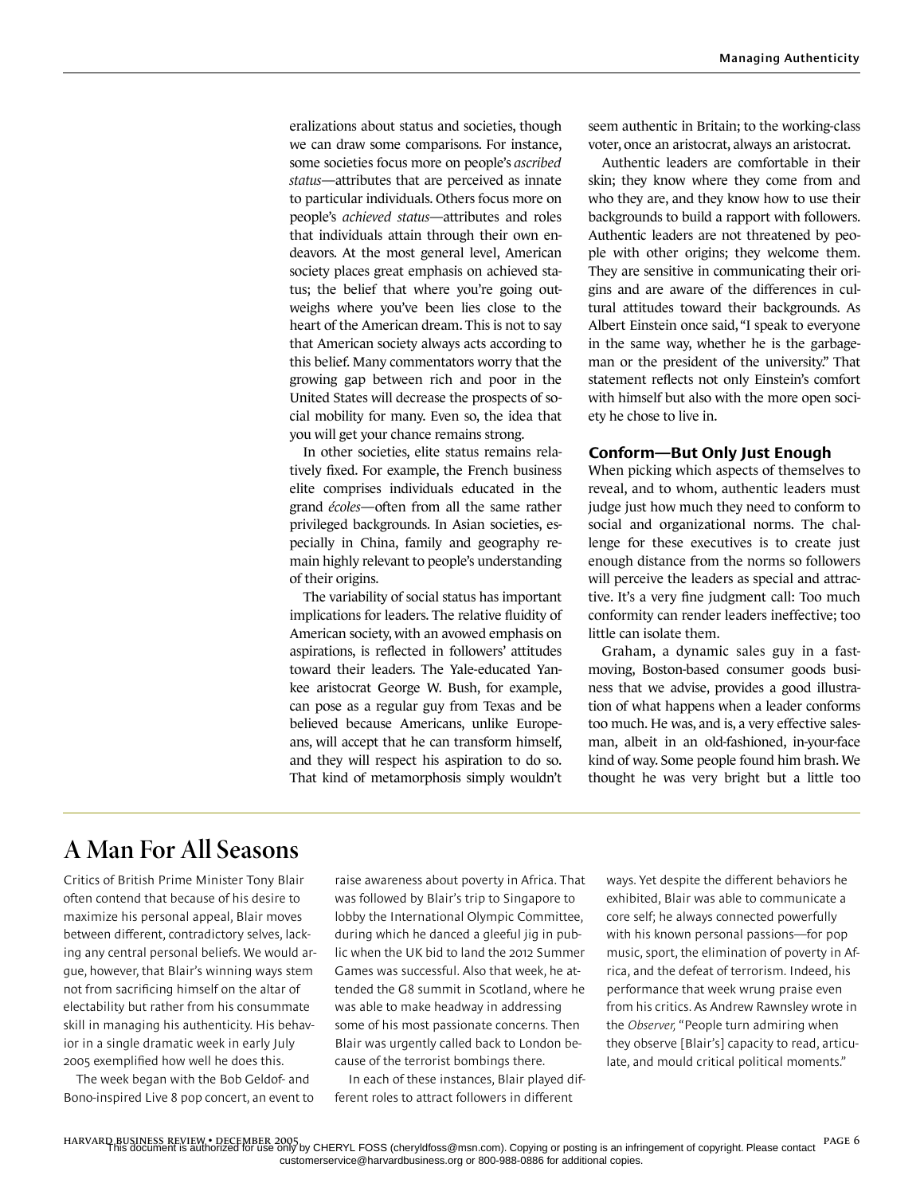eralizations about status and societies, though we can draw some comparisons. For instance, some societies focus more on people's *ascribed status*—attributes that are perceived as innate to particular individuals. Others focus more on people's *achieved status*—attributes and roles that individuals attain through their own endeavors. At the most general level, American society places great emphasis on achieved status; the belief that where you're going outweighs where you've been lies close to the heart of the American dream. This is not to say that American society always acts according to this belief. Many commentators worry that the growing gap between rich and poor in the United States will decrease the prospects of social mobility for many. Even so, the idea that you will get your chance remains strong.

In other societies, elite status remains relatively fixed. For example, the French business elite comprises individuals educated in the grand *écoles*—often from all the same rather privileged backgrounds. In Asian societies, especially in China, family and geography remain highly relevant to people's understanding of their origins.

The variability of social status has important implications for leaders. The relative fluidity of American society, with an avowed emphasis on aspirations, is reflected in followers' attitudes toward their leaders. The Yale-educated Yankee aristocrat George W. Bush, for example, can pose as a regular guy from Texas and be believed because Americans, unlike Europeans, will accept that he can transform himself, and they will respect his aspiration to do so. That kind of metamorphosis simply wouldn't seem authentic in Britain; to the working-class voter, once an aristocrat, always an aristocrat.

Authentic leaders are comfortable in their skin; they know where they come from and who they are, and they know how to use their backgrounds to build a rapport with followers. Authentic leaders are not threatened by people with other origins; they welcome them. They are sensitive in communicating their origins and are aware of the differences in cultural attitudes toward their backgrounds. As Albert Einstein once said, "I speak to everyone in the same way, whether he is the garbageman or the president of the university." That statement reflects not only Einstein's comfort with himself but also with the more open society he chose to live in.

### Conform—But Only Just Enough

When picking which aspects of themselves to reveal, and to whom, authentic leaders must judge just how much they need to conform to social and organizational norms. The challenge for these executives is to create just enough distance from the norms so followers will perceive the leaders as special and attractive. It's a very fine judgment call: Too much conformity can render leaders ineffective; too little can isolate them.

Graham, a dynamic sales guy in a fast-moving, Boston-based consumer goods business that we advise, provides a good illustration of what happens when a leader conforms too much. He was, and is, a very effective salesman, albeit in an old-fashioned, in-your-face kind of way. Some people found him brash. We thought he was very bright but a little too

## A Man For All Seasons

Critics of British Prime Minister Tony Blair often contend that because of his desire to maximize his personal appeal, Blair moves between different, contradictory selves, lacking any central personal beliefs. We would argue, however, that Blair's winning ways stem not from sacrificing himself on the altar of electability but rather from his consummate skill in managing his authenticity. His behavior in a single dramatic week in early July 2005 exemplified how well he does this.

The week began with the Bob Geldof- and Bono-inspired Live 8 pop concert, an event to raise awareness about poverty in Africa. That was followed by Blair's trip to Singapore to lobby the International Olympic Committee, during which he danced a gleeful jig in public when the UK bid to land the 2012 Summer Games was successful. Also that week, he attended the G8 summit in Scotland, where he was able to make headway in addressing some of his most passionate concerns. Then Blair was urgently called back to London because of the terrorist bombings there.

In each of these instances, Blair played different roles to attract followers in different ways. Yet despite the different behaviors he exhibited, Blair was able to communicate a core self; he always connected powerfully with his known personal passions—for pop music, sport, the elimination of poverty in Africa, and the defeat of terrorism. Indeed, his performance that week wrung praise even from his critics. As Andrew Rawnsley wrote in the *Observer,* "People turn admiring when they observe [Blair's] capacity to read, articulate, and mould critical political moments."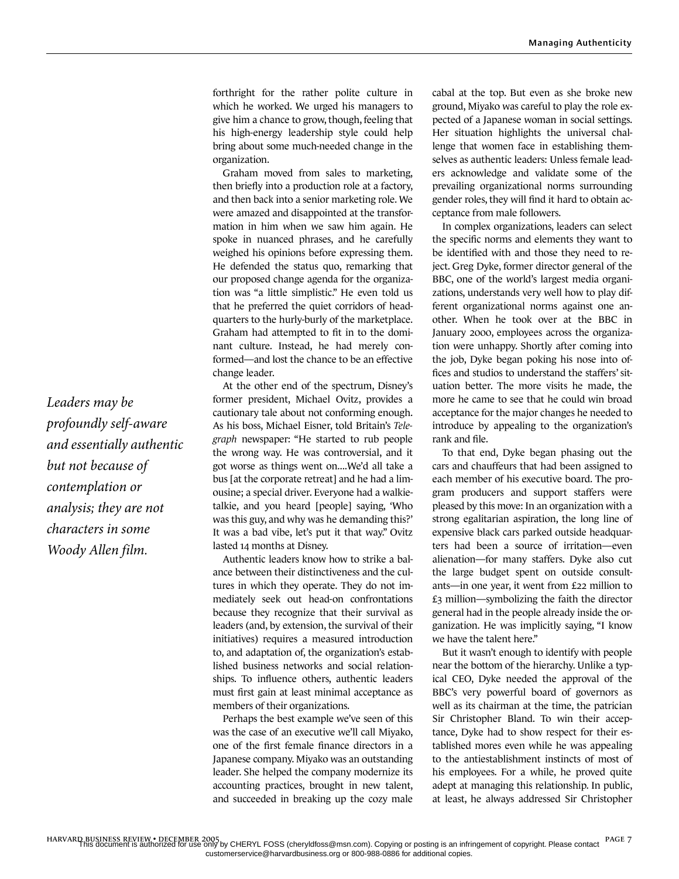forthright for the rather polite culture in which he worked. We urged his managers to give him a chance to grow, though, feeling that his high-energy leadership style could help bring about some much-needed change in the organization.

Graham moved from sales to marketing, then briefly into a production role at a factory, and then back into a senior marketing role. We were amazed and disappointed at the transformation in him when we saw him again. He spoke in nuanced phrases, and he carefully weighed his opinions before expressing them. He defended the status quo, remarking that our proposed change agenda for the organization was "a little simplistic." He even told us that he preferred the quiet corridors of headquarters to the hurly-burly of the marketplace. Graham had attempted to fit in to the dominant culture. Instead, he had merely conformed—and lost the chance to be an effective change leader.

At the other end of the spectrum, Disney's former president, Michael Ovitz, provides a cautionary tale about not conforming enough. As his boss, Michael Eisner, told Britain's *Telegraph* newspaper: "He started to rub people the wrong way. He was controversial, and it got worse as things went on....We'd all take a bus [at the corporate retreat] and he had a limousine; a special driver. Everyone had a walkie-talkie, and you heard [people] saying, 'Who was this guy, and why was he demanding this?' It was a bad vibe, let's put it that way." Ovitz lasted 14 months at Disney.

*Leaders may be profoundly self-aware and essentially authentic but not because of contemplation or analysis; they are not characters in some Woody Allen film.*

Authentic leaders know how to strike a balance between their distinctiveness and the cultures in which they operate. They do not immediately seek out head-on confrontations because they recognize that their survival as leaders (and, by extension, the survival of their initiatives) requires a measured introduction to, and adaptation of, the organization's established business networks and social relationships. To influence others, authentic leaders must first gain at least minimal acceptance as members of their organizations.

Perhaps the best example we've seen of this was the case of an executive we'll call Miyako, one of the first female finance directors in a Japanese company. Miyako was an outstanding leader. She helped the company modernize its accounting practices, brought in new talent, and succeeded in breaking up the cozy male cabal at the top. But even as she broke new ground, Miyako was careful to play the role expected of a Japanese woman in social settings. Her situation highlights the universal challenge that women face in establishing themselves as authentic leaders: Unless female leaders acknowledge and validate some of the prevailing organizational norms surrounding gender roles, they will find it hard to obtain acceptance from male followers.

In complex organizations, leaders can select the specific norms and elements they want to be identified with and those they need to reject. Greg Dyke, former director general of the BBC, one of the world's largest media organizations, understands very well how to play different organizational norms against one another. When he took over at the BBC in January 2000, employees across the organization were unhappy. Shortly after coming into the job, Dyke began poking his nose into offices and studios to understand the staffers' situation better. The more visits he made, the more he came to see that he could win broad acceptance for the major changes he needed to introduce by appealing to the organization's rank and file.

To that end, Dyke began phasing out the cars and chauffeurs that had been assigned to each member of his executive board. The program producers and support staffers were pleased by this move: In an organization with a strong egalitarian aspiration, the long line of expensive black cars parked outside headquarters had been a source of irritation—even alienation—for many staffers. Dyke also cut the large budget spent on outside consultants—in one year, it went from £22 million to £3 million—symbolizing the faith the director general had in the people already inside the organization. He was implicitly saying, "I know we have the talent here."

But it wasn't enough to identify with people near the bottom of the hierarchy. Unlike a typical CEO, Dyke needed the approval of the BBC's very powerful board of governors as well as its chairman at the time, the patrician Sir Christopher Bland. To win their acceptance, Dyke had to show respect for their established mores even while he was appealing to the antiestablishment instincts of most of his employees. For a while, he proved quite adept at managing this relationship. In public, at least, he always addressed Sir Christopher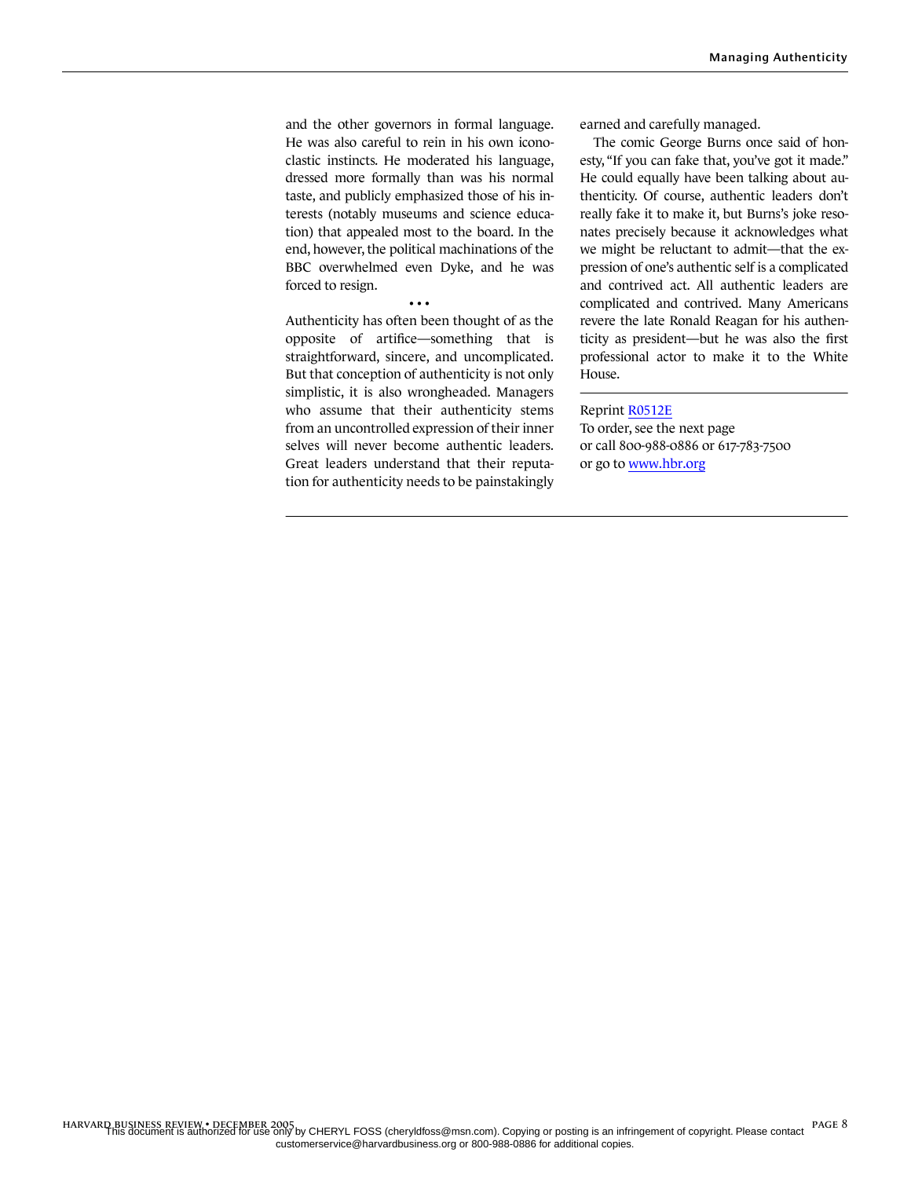and the other governors in formal language. He was also careful to rein in his own iconoclastic instincts. He moderated his language, dressed more formally than was his normal taste, and publicly emphasized those of his interests (notably museums and science education) that appealed most to the board. In the end, however, the political machinations of the BBC overwhelmed even Dyke, and he was forced to resign.

• • •

Authenticity has often been thought of as the opposite of artifice—something that is straightforward, sincere, and uncomplicated. But that conception of authenticity is not only simplistic, it is also wrongheaded. Managers who assume that their authenticity stems from an uncontrolled expression of their inner selves will never become authentic leaders. Great leaders understand that their reputation for authenticity needs to be painstakingly earned and carefully managed.

The comic George Burns once said of honesty, "If you can fake that, you've got it made." He could equally have been talking about authenticity. Of course, authentic leaders don't really fake it to make it, but Burns's joke resonates precisely because it acknowledges what we might be reluctant to admit—that the expression of one's authentic self is a complicated and contrived act. All authentic leaders are complicated and contrived. Many Americans revere the late Ronald Reagan for his authenticity as president—but he was also the first professional actor to make it to the White House.

---

Reprint R0512E
To order, see the next page
or call 800-988-0886 or 617-783-7500
or go to www.hbr.org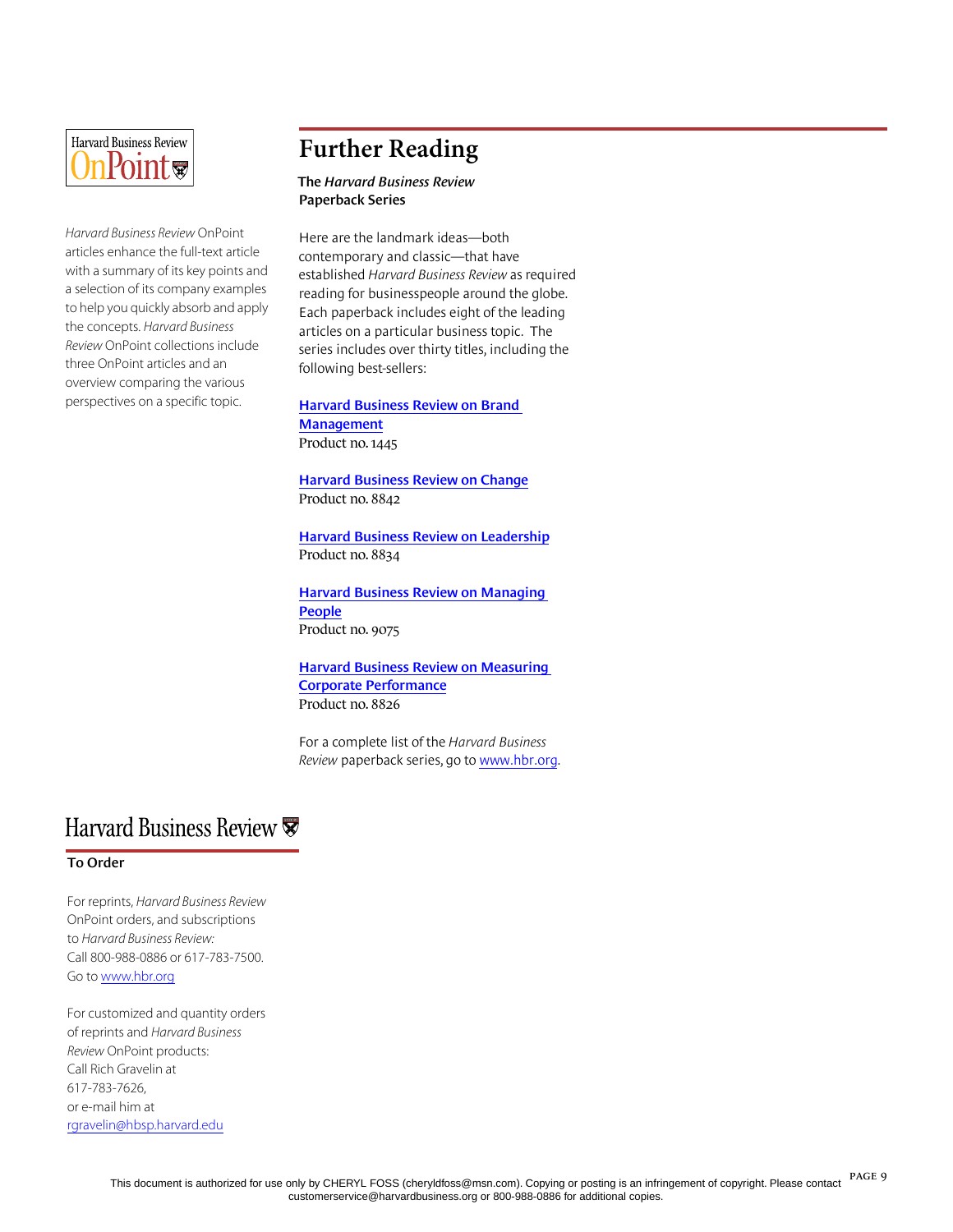Harvard Business Review OnPoint

*Harvard Business Review* OnPoint articles enhance the full-text article with a summary of its key points and a selection of its company examples to help you quickly absorb and apply the concepts. *Harvard Business Review* OnPoint collections include three OnPoint articles and an overview comparing the various perspectives on a specific topic.

# Further Reading

**The *Harvard Business Review* Paperback Series**

Here are the landmark ideas—both contemporary and classic—that have established *Harvard Business Review* as required reading for businesspeople around the globe. Each paperback includes eight of the leading articles on a particular business topic. The series includes over thirty titles, including the following best-sellers:

**Harvard Business Review on Brand Management**
Product no. 1445

**Harvard Business Review on Change**
Product no. 8842

**Harvard Business Review on Leadership**
Product no. 8834

**Harvard Business Review on Managing People**
Product no. 9075

**Harvard Business Review on Measuring Corporate Performance**
Product no. 8826

For a complete list of the *Harvard Business Review* paperback series, go to www.hbr.org.

Harvard Business Review

**To Order**

For reprints, *Harvard Business Review* OnPoint orders, and subscriptions to *Harvard Business Review:*
Call 800-988-0886 or 617-783-7500.
Go to www.hbr.org

For customized and quantity orders of reprints and *Harvard Business Review* OnPoint products:
Call Rich Gravelin at 617-783-7626,
or e-mail him at rgravelin@hbsp.harvard.edu

This document is authorized for use only by CHERYL FOSS (cheryldfoss@msn.com). Copying or posting is an infringement of copyright. Please contact customerservice@harvardbusiness.org or 800-988-0886 for additional copies.